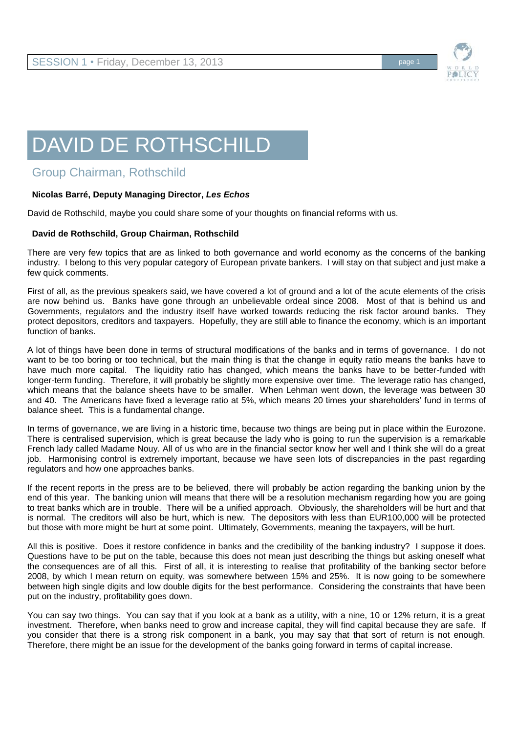# DAVID DE ROTHSCHILD

## Group Chairman, Rothschild

**Nicolas Barré, Deputy Managing Director, *Les Echos***

David de Rothschild, maybe you could share some of your thoughts on financial reforms with us.

**David de Rothschild, Group Chairman, Rothschild**

There are very few topics that are as linked to both governance and world economy as the concerns of the banking industry. I belong to this very popular category of European private bankers. I will stay on that subject and just make a few quick comments.

First of all, as the previous speakers said, we have covered a lot of ground and a lot of the acute elements of the crisis are now behind us. Banks have gone through an unbelievable ordeal since 2008. Most of that is behind us and Governments, regulators and the industry itself have worked towards reducing the risk factor around banks. They protect depositors, creditors and taxpayers. Hopefully, they are still able to finance the economy, which is an important function of banks.

A lot of things have been done in terms of structural modifications of the banks and in terms of governance. I do not want to be too boring or too technical, but the main thing is that the change in equity ratio means the banks have to have much more capital. The liquidity ratio has changed, which means the banks have to be better-funded with longer-term funding. Therefore, it will probably be slightly more expensive over time. The leverage ratio has changed, which means that the balance sheets have to be smaller. When Lehman went down, the leverage was between 30 and 40. The Americans have fixed a leverage ratio at 5%, which means 20 times your shareholders' fund in terms of balance sheet. This is a fundamental change.

In terms of governance, we are living in a historic time, because two things are being put in place within the Eurozone. There is centralised supervision, which is great because the lady who is going to run the supervision is a remarkable French lady called Madame Nouy. All of us who are in the financial sector know her well and I think she will do a great job. Harmonising control is extremely important, because we have seen lots of discrepancies in the past regarding regulators and how one approaches banks.

If the recent reports in the press are to be believed, there will probably be action regarding the banking union by the end of this year. The banking union will means that there will be a resolution mechanism regarding how you are going to treat banks which are in trouble. There will be a unified approach. Obviously, the shareholders will be hurt and that is normal. The creditors will also be hurt, which is new. The depositors with less than EUR100,000 will be protected but those with more might be hurt at some point. Ultimately, Governments, meaning the taxpayers, will be hurt.

All this is positive. Does it restore confidence in banks and the credibility of the banking industry? I suppose it does. Questions have to be put on the table, because this does not mean just describing the things but asking oneself what the consequences are of all this. First of all, it is interesting to realise that profitability of the banking sector before 2008, by which I mean return on equity, was somewhere between 15% and 25%. It is now going to be somewhere between high single digits and low double digits for the best performance. Considering the constraints that have been put on the industry, profitability goes down.

You can say two things. You can say that if you look at a bank as a utility, with a nine, 10 or 12% return, it is a great investment. Therefore, when banks need to grow and increase capital, they will find capital because they are safe. If you consider that there is a strong risk component in a bank, you may say that that sort of return is not enough. Therefore, there might be an issue for the development of the banks going forward in terms of capital increase.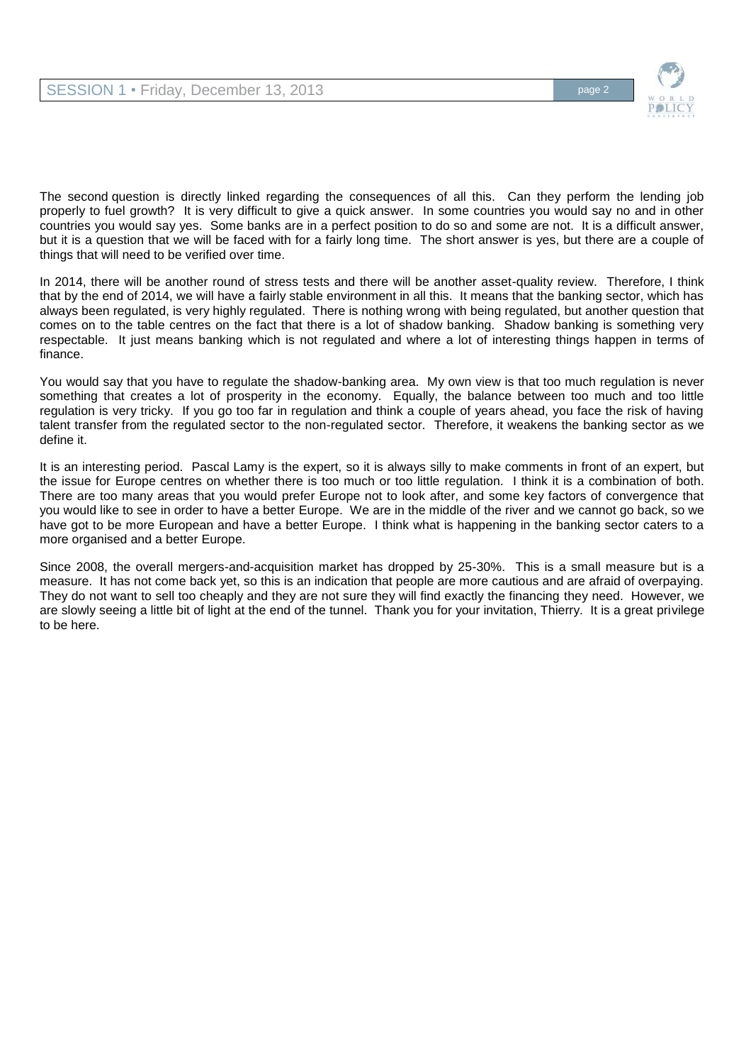The second question is directly linked regarding the consequences of all this. Can they perform the lending job properly to fuel growth? It is very difficult to give a quick answer. In some countries you would say no and in other countries you would say yes. Some banks are in a perfect position to do so and some are not. It is a difficult answer, but it is a question that we will be faced with for a fairly long time. The short answer is yes, but there are a couple of things that will need to be verified over time.

In 2014, there will be another round of stress tests and there will be another asset-quality review. Therefore, I think that by the end of 2014, we will have a fairly stable environment in all this. It means that the banking sector, which has always been regulated, is very highly regulated. There is nothing wrong with being regulated, but another question that comes on to the table centres on the fact that there is a lot of shadow banking. Shadow banking is something very respectable. It just means banking which is not regulated and where a lot of interesting things happen in terms of finance.

You would say that you have to regulate the shadow-banking area. My own view is that too much regulation is never something that creates a lot of prosperity in the economy. Equally, the balance between too much and too little regulation is very tricky. If you go too far in regulation and think a couple of years ahead, you face the risk of having talent transfer from the regulated sector to the non-regulated sector. Therefore, it weakens the banking sector as we define it.

It is an interesting period. Pascal Lamy is the expert, so it is always silly to make comments in front of an expert, but the issue for Europe centres on whether there is too much or too little regulation. I think it is a combination of both. There are too many areas that you would prefer Europe not to look after, and some key factors of convergence that you would like to see in order to have a better Europe. We are in the middle of the river and we cannot go back, so we have got to be more European and have a better Europe. I think what is happening in the banking sector caters to a more organised and a better Europe.

Since 2008, the overall mergers-and-acquisition market has dropped by 25-30%. This is a small measure but is a measure. It has not come back yet, so this is an indication that people are more cautious and are afraid of overpaying. They do not want to sell too cheaply and they are not sure they will find exactly the financing they need. However, we are slowly seeing a little bit of light at the end of the tunnel. Thank you for your invitation, Thierry. It is a great privilege to be here.